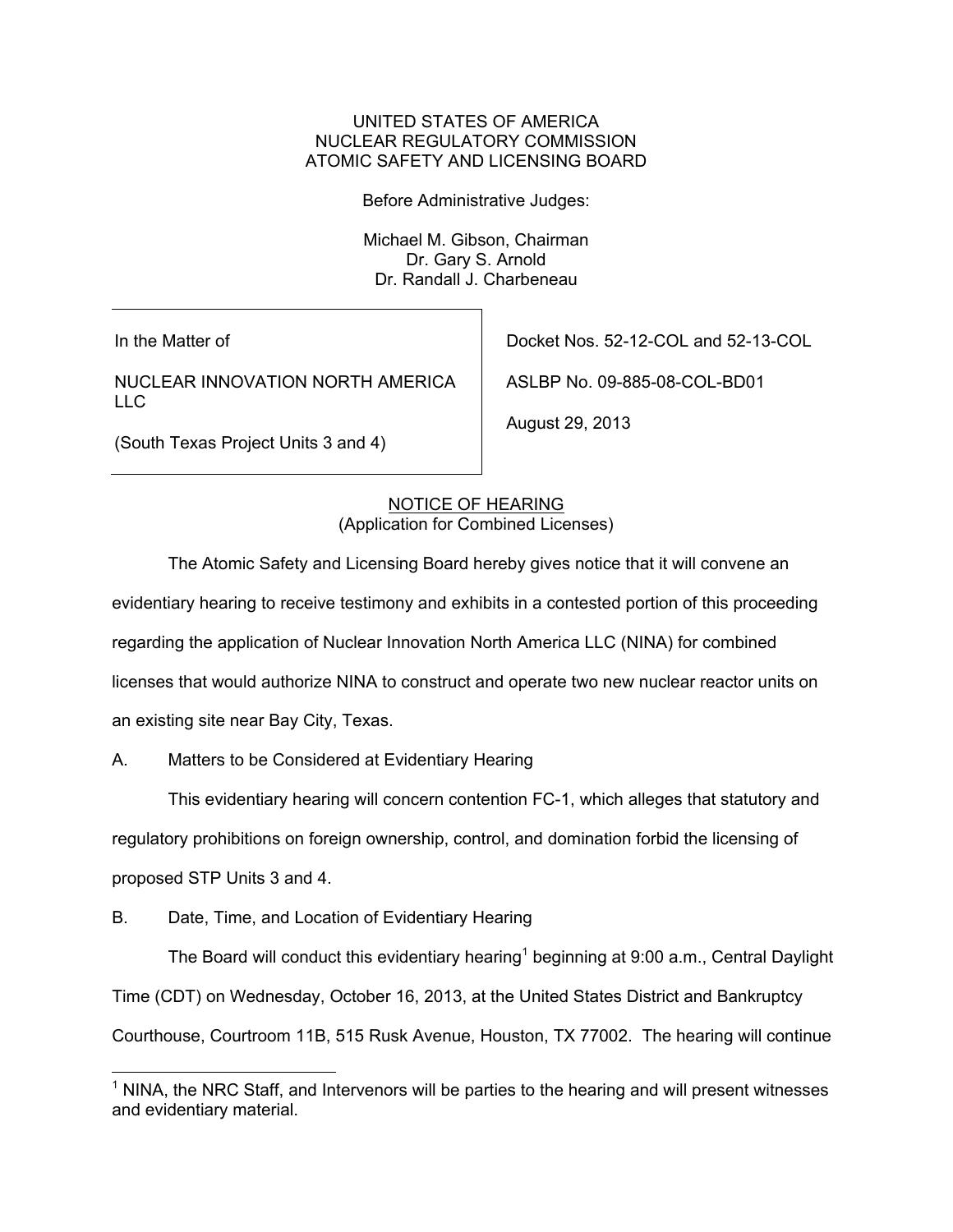UNITED STATES OF AMERICA
NUCLEAR REGULATORY COMMISSION
ATOMIC SAFETY AND LICENSING BOARD

Before Administrative Judges:

Michael M. Gibson, Chairman
Dr. Gary S. Arnold
Dr. Randall J. Charbeneau

| | |
|---|---|
| In the Matter of<br><br>NUCLEAR INNOVATION NORTH AMERICA LLC<br><br>(South Texas Project Units 3 and 4) | Docket Nos. 52-12-COL and 52-13-COL<br><br>ASLBP No. 09-885-08-COL-BD01<br><br>August 29, 2013 |

NOTICE OF HEARING
(Application for Combined Licenses)

The Atomic Safety and Licensing Board hereby gives notice that it will convene an evidentiary hearing to receive testimony and exhibits in a contested portion of this proceeding regarding the application of Nuclear Innovation North America LLC (NINA) for combined licenses that would authorize NINA to construct and operate two new nuclear reactor units on an existing site near Bay City, Texas.

A. Matters to be Considered at Evidentiary Hearing

This evidentiary hearing will concern contention FC-1, which alleges that statutory and regulatory prohibitions on foreign ownership, control, and domination forbid the licensing of proposed STP Units 3 and 4.

B. Date, Time, and Location of Evidentiary Hearing

The Board will conduct this evidentiary hearing[1] beginning at 9:00 a.m., Central Daylight Time (CDT) on Wednesday, October 16, 2013, at the United States District and Bankruptcy Courthouse, Courtroom 11B, 515 Rusk Avenue, Houston, TX 77002. The hearing will continue

[1] NINA, the NRC Staff, and Intervenors will be parties to the hearing and will present witnesses and evidentiary material.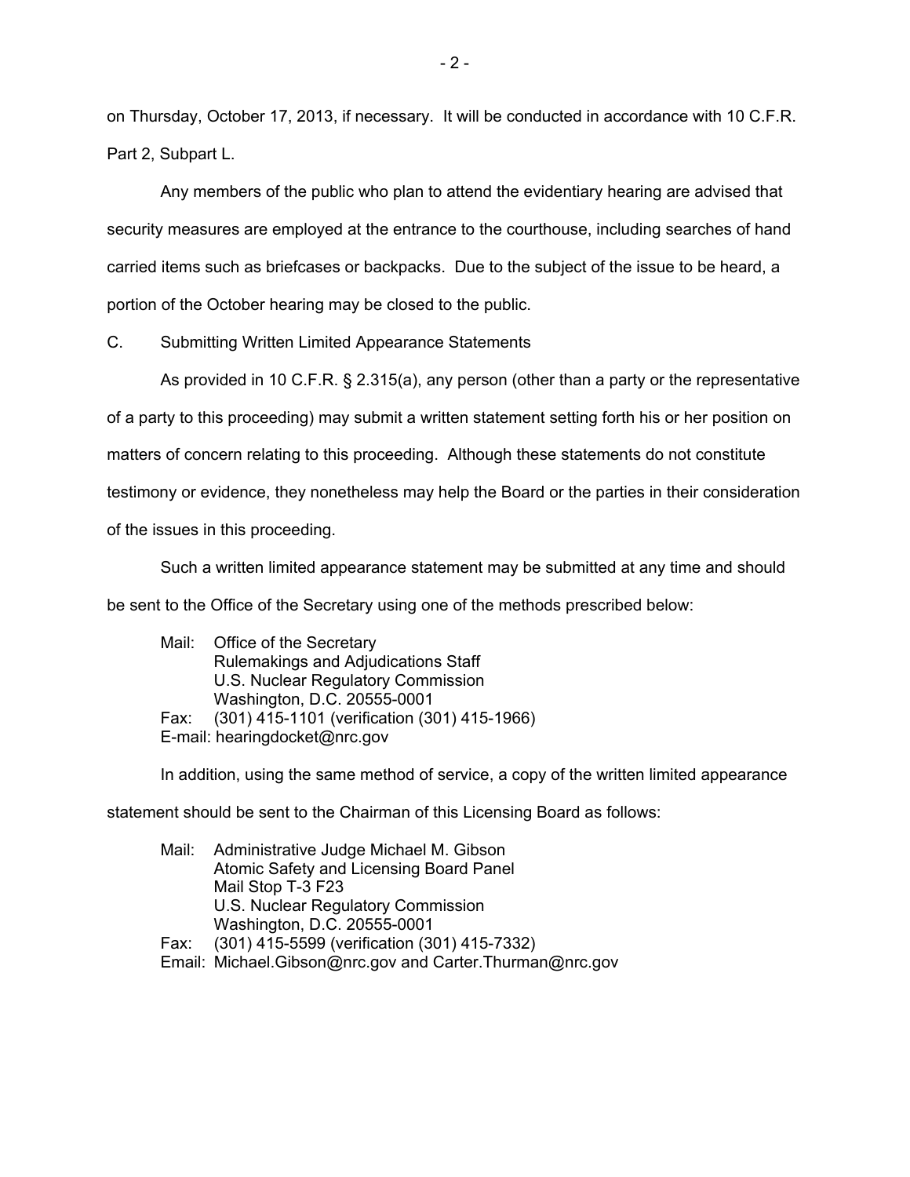on Thursday, October 17, 2013, if necessary. It will be conducted in accordance with 10 C.F.R. Part 2, Subpart L.

Any members of the public who plan to attend the evidentiary hearing are advised that security measures are employed at the entrance to the courthouse, including searches of hand carried items such as briefcases or backpacks. Due to the subject of the issue to be heard, a portion of the October hearing may be closed to the public.

C. Submitting Written Limited Appearance Statements

As provided in 10 C.F.R. § 2.315(a), any person (other than a party or the representative of a party to this proceeding) may submit a written statement setting forth his or her position on matters of concern relating to this proceeding. Although these statements do not constitute testimony or evidence, they nonetheless may help the Board or the parties in their consideration of the issues in this proceeding.

Such a written limited appearance statement may be submitted at any time and should be sent to the Office of the Secretary using one of the methods prescribed below:

Mail: Office of the Secretary
Rulemakings and Adjudications Staff
U.S. Nuclear Regulatory Commission
Washington, D.C. 20555-0001
Fax: (301) 415-1101 (verification (301) 415-1966)
E-mail: hearingdocket@nrc.gov

In addition, using the same method of service, a copy of the written limited appearance statement should be sent to the Chairman of this Licensing Board as follows:

Mail: Administrative Judge Michael M. Gibson
Atomic Safety and Licensing Board Panel
Mail Stop T-3 F23
U.S. Nuclear Regulatory Commission
Washington, D.C. 20555-0001
Fax: (301) 415-5599 (verification (301) 415-7332)
Email: Michael.Gibson@nrc.gov and Carter.Thurman@nrc.gov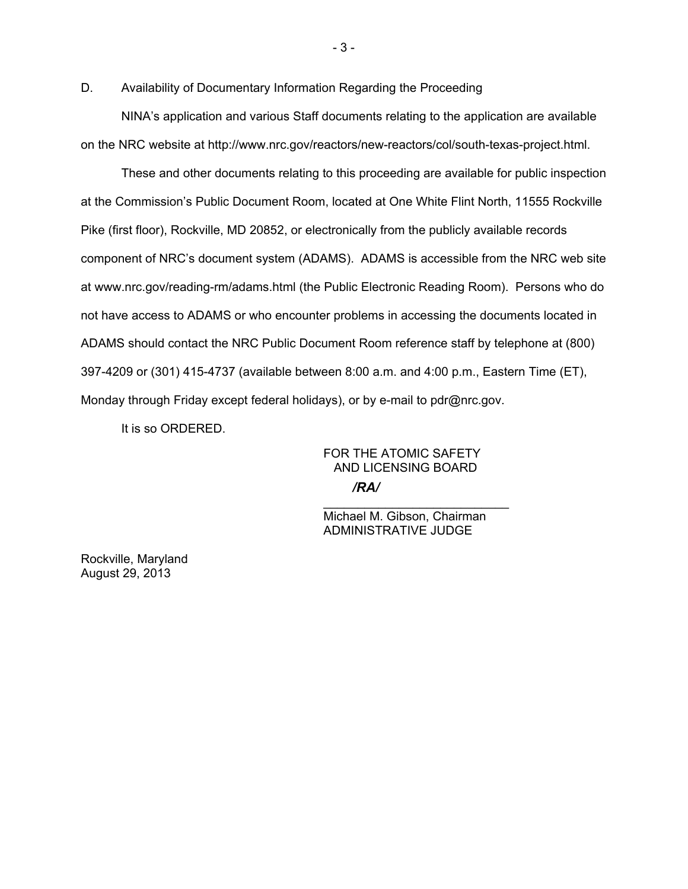D. Availability of Documentary Information Regarding the Proceeding

NINA's application and various Staff documents relating to the application are available on the NRC website at http://www.nrc.gov/reactors/new-reactors/col/south-texas-project.html.

These and other documents relating to this proceeding are available for public inspection at the Commission's Public Document Room, located at One White Flint North, 11555 Rockville Pike (first floor), Rockville, MD 20852, or electronically from the publicly available records component of NRC's document system (ADAMS). ADAMS is accessible from the NRC web site at www.nrc.gov/reading-rm/adams.html (the Public Electronic Reading Room). Persons who do not have access to ADAMS or who encounter problems in accessing the documents located in ADAMS should contact the NRC Public Document Room reference staff by telephone at (800) 397-4209 or (301) 415-4737 (available between 8:00 a.m. and 4:00 p.m., Eastern Time (ET), Monday through Friday except federal holidays), or by e-mail to pdr@nrc.gov.

It is so ORDERED.

FOR THE ATOMIC SAFETY
AND LICENSING BOARD

***/RA/***

\_\_\_\_\_\_\_\_\_\_\_\_\_\_\_\_\_\_\_\_\_\_\_\_\_\_\_\_

Michael M. Gibson, Chairman
ADMINISTRATIVE JUDGE

Rockville, Maryland
August 29, 2013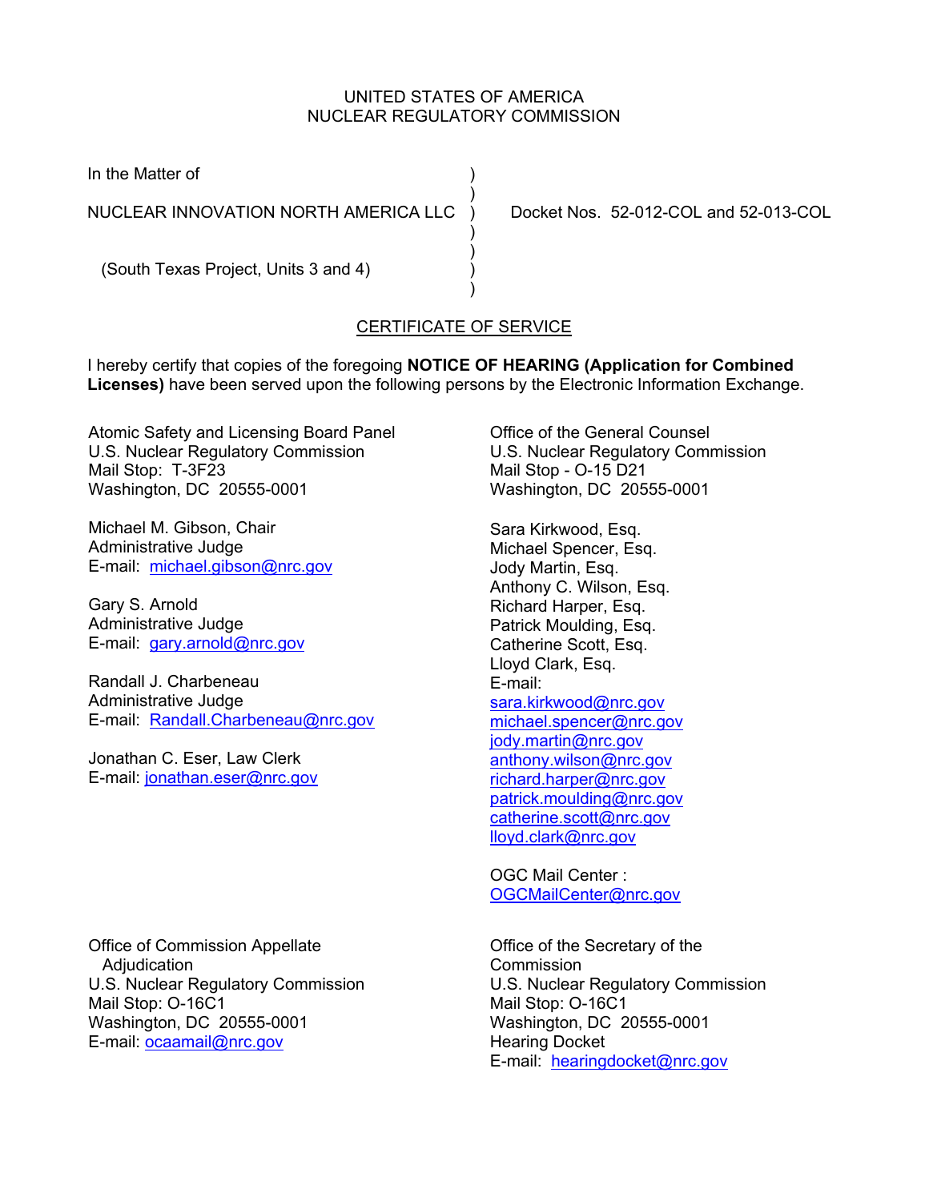UNITED STATES OF AMERICA
NUCLEAR REGULATORY COMMISSION

In the Matter of )
)
NUCLEAR INNOVATION NORTH AMERICA LLC ) Docket Nos. 52-012-COL and 52-013-COL
)
)
(South Texas Project, Units 3 and 4) )
)

## CERTIFICATE OF SERVICE

I hereby certify that copies of the foregoing **NOTICE OF HEARING (Application for Combined Licenses)** have been served upon the following persons by the Electronic Information Exchange.

Atomic Safety and Licensing Board Panel
U.S. Nuclear Regulatory Commission
Mail Stop: T-3F23
Washington, DC 20555-0001

Michael M. Gibson, Chair
Administrative Judge
E-mail: michael.gibson@nrc.gov

Gary S. Arnold
Administrative Judge
E-mail: gary.arnold@nrc.gov

Randall J. Charbeneau
Administrative Judge
E-mail: Randall.Charbeneau@nrc.gov

Jonathan C. Eser, Law Clerk
E-mail: jonathan.eser@nrc.gov

Office of the General Counsel
U.S. Nuclear Regulatory Commission
Mail Stop - O-15 D21
Washington, DC 20555-0001

Sara Kirkwood, Esq.
Michael Spencer, Esq.
Jody Martin, Esq.
Anthony C. Wilson, Esq.
Richard Harper, Esq.
Patrick Moulding, Esq.
Catherine Scott, Esq.
Lloyd Clark, Esq.
E-mail:
sara.kirkwood@nrc.gov
michael.spencer@nrc.gov
jody.martin@nrc.gov
anthony.wilson@nrc.gov
richard.harper@nrc.gov
patrick.moulding@nrc.gov
catherine.scott@nrc.gov
lloyd.clark@nrc.gov

OGC Mail Center :
OGCMailCenter@nrc.gov

Office of Commission Appellate Adjudication
U.S. Nuclear Regulatory Commission
Mail Stop: O-16C1
Washington, DC 20555-0001
E-mail: ocaamail@nrc.gov

Office of the Secretary of the Commission
U.S. Nuclear Regulatory Commission
Mail Stop: O-16C1
Washington, DC 20555-0001
Hearing Docket
E-mail: hearingdocket@nrc.gov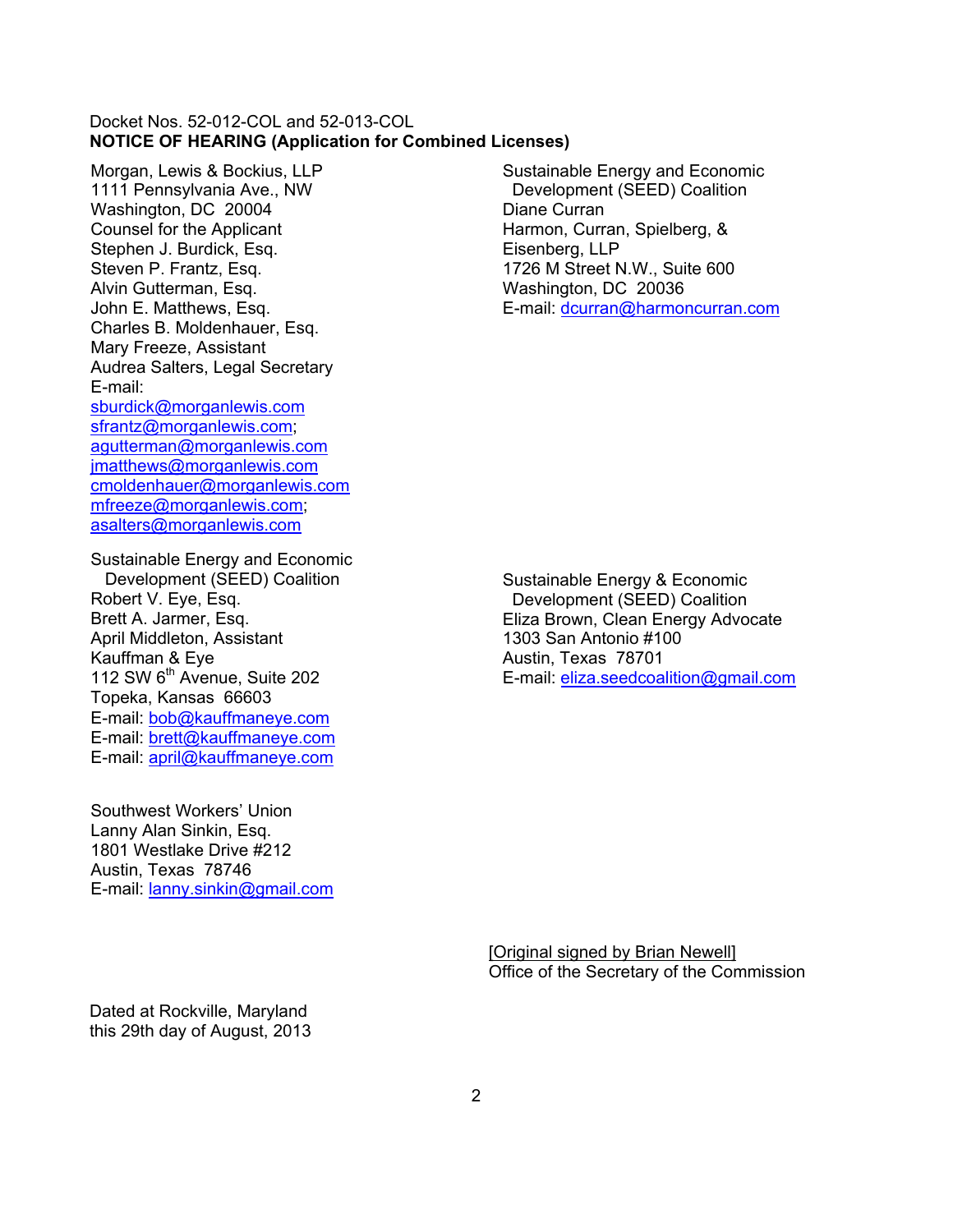Docket Nos. 52-012-COL and 52-013-COL
**NOTICE OF HEARING (Application for Combined Licenses)**

Morgan, Lewis & Bockius, LLP
1111 Pennsylvania Ave., NW
Washington, DC 20004
Counsel for the Applicant
Stephen J. Burdick, Esq.
Steven P. Frantz, Esq.
Alvin Gutterman, Esq.
John E. Matthews, Esq.
Charles B. Moldenhauer, Esq.
Mary Freeze, Assistant
Audrea Salters, Legal Secretary
E-mail:
sburdick@morganlewis.com
sfrantz@morganlewis.com;
agutterman@morganlewis.com
jmatthews@morganlewis.com
cmoldenhauer@morganlewis.com
mfreeze@morganlewis.com;
asalters@morganlewis.com

Sustainable Energy and Economic Development (SEED) Coalition
Diane Curran
Harmon, Curran, Spielberg, & Eisenberg, LLP
1726 M Street N.W., Suite 600
Washington, DC 20036
E-mail: dcurran@harmoncurran.com

Sustainable Energy and Economic Development (SEED) Coalition
Robert V. Eye, Esq.
Brett A. Jarmer, Esq.
April Middleton, Assistant
Kauffman & Eye
112 SW 6th Avenue, Suite 202
Topeka, Kansas 66603
E-mail: bob@kauffmaneye.com
E-mail: brett@kauffmaneye.com
E-mail: april@kauffmaneye.com

Sustainable Energy & Economic Development (SEED) Coalition
Eliza Brown, Clean Energy Advocate
1303 San Antonio #100
Austin, Texas 78701
E-mail: eliza.seedcoalition@gmail.com

Southwest Workers' Union
Lanny Alan Sinkin, Esq.
1801 Westlake Drive #212
Austin, Texas 78746
E-mail: lanny.sinkin@gmail.com

[Original signed by Brian Newell]
Office of the Secretary of the Commission

Dated at Rockville, Maryland
this 29th day of August, 2013